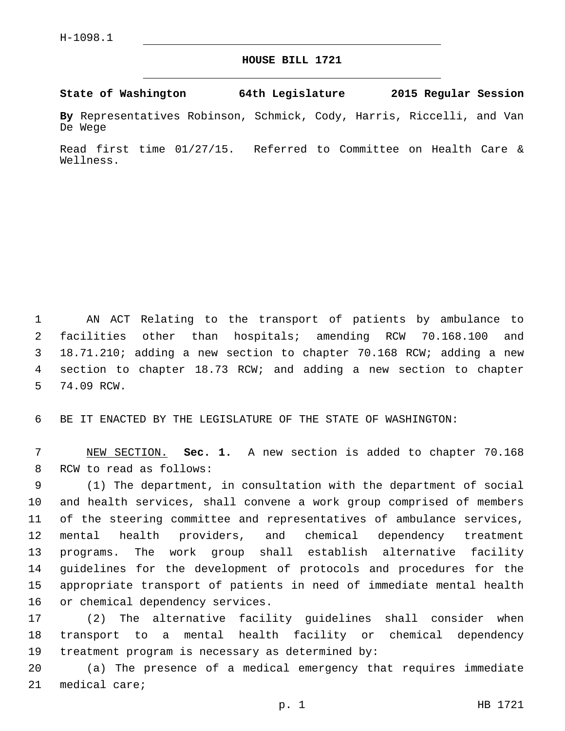H-1098.1

# HOUSE BILL 1721

**State of Washington 64th Legislature 2015 Regular Session**

**By** Representatives Robinson, Schmick, Cody, Harris, Riccelli, and Van De Wege

Read first time 01/27/15. Referred to Committee on Health Care & Wellness.

AN ACT Relating to the transport of patients by ambulance to facilities other than hospitals; amending RCW 70.168.100 and 18.71.210; adding a new section to chapter 70.168 RCW; adding a new section to chapter 18.73 RCW; and adding a new section to chapter 74.09 RCW.

BE IT ENACTED BY THE LEGISLATURE OF THE STATE OF WASHINGTON:

NEW SECTION. **Sec. 1.** A new section is added to chapter 70.168 RCW to read as follows:

(1) The department, in consultation with the department of social and health services, shall convene a work group comprised of members of the steering committee and representatives of ambulance services, mental health providers, and chemical dependency treatment programs. The work group shall establish alternative facility guidelines for the development of protocols and procedures for the appropriate transport of patients in need of immediate mental health or chemical dependency services.

(2) The alternative facility guidelines shall consider when transport to a mental health facility or chemical dependency treatment program is necessary as determined by:

(a) The presence of a medical emergency that requires immediate medical care;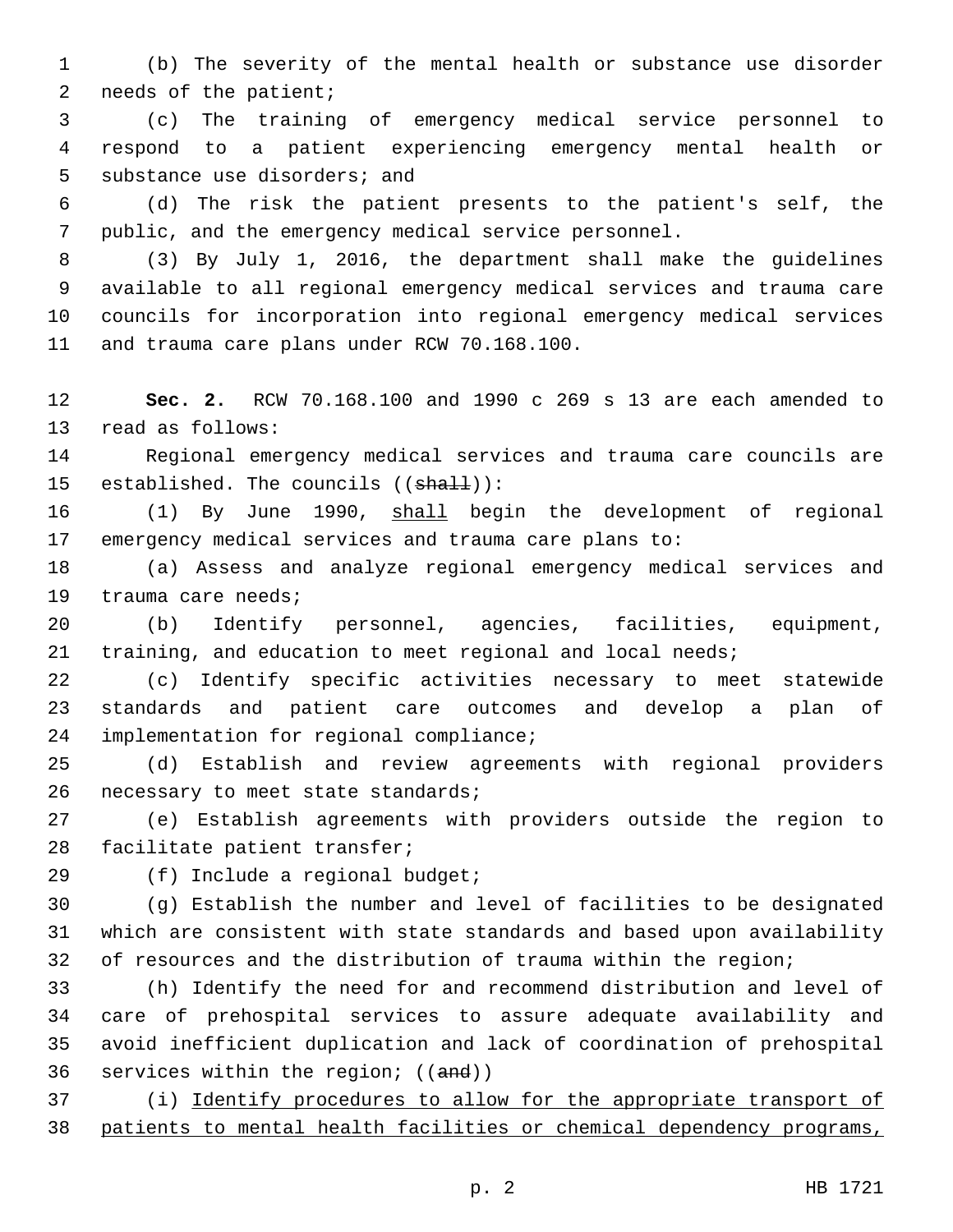(b) The severity of the mental health or substance use disorder needs of the patient;

(c) The training of emergency medical service personnel to respond to a patient experiencing emergency mental health or substance use disorders; and

(d) The risk the patient presents to the patient's self, the public, and the emergency medical service personnel.

(3) By July 1, 2016, the department shall make the guidelines available to all regional emergency medical services and trauma care councils for incorporation into regional emergency medical services and trauma care plans under RCW 70.168.100.

**Sec. 2.** RCW 70.168.100 and 1990 c 269 s 13 are each amended to read as follows:

Regional emergency medical services and trauma care councils are established. The councils ((~~shall~~)):

(1) By June 1990, <u>shall</u> begin the development of regional emergency medical services and trauma care plans to:

(a) Assess and analyze regional emergency medical services and trauma care needs;

(b) Identify personnel, agencies, facilities, equipment, training, and education to meet regional and local needs;

(c) Identify specific activities necessary to meet statewide standards and patient care outcomes and develop a plan of implementation for regional compliance;

(d) Establish and review agreements with regional providers necessary to meet state standards;

(e) Establish agreements with providers outside the region to facilitate patient transfer;

(f) Include a regional budget;

(g) Establish the number and level of facilities to be designated which are consistent with state standards and based upon availability of resources and the distribution of trauma within the region;

(h) Identify the need for and recommend distribution and level of care of prehospital services to assure adequate availability and avoid inefficient duplication and lack of coordination of prehospital services within the region; ((~~and~~))

(i) <u>Identify procedures to allow for the appropriate transport of patients to mental health facilities or chemical dependency programs,</u>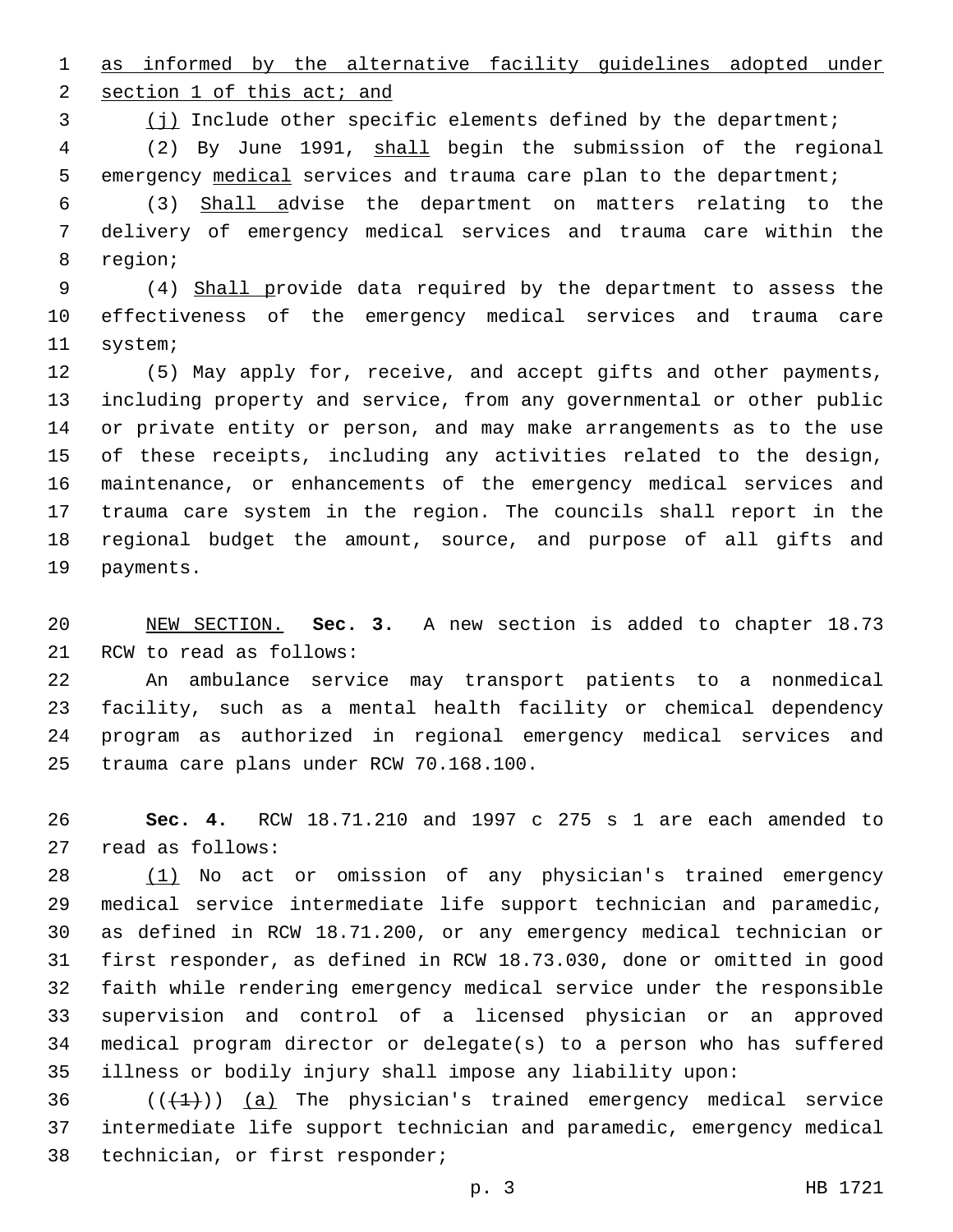as informed by the alternative facility guidelines adopted under section 1 of this act; and

(j) Include other specific elements defined by the department;

(2) By June 1991, shall begin the submission of the regional emergency medical services and trauma care plan to the department;

(3) Shall advise the department on matters relating to the delivery of emergency medical services and trauma care within the region;

(4) Shall provide data required by the department to assess the effectiveness of the emergency medical services and trauma care system;

(5) May apply for, receive, and accept gifts and other payments, including property and service, from any governmental or other public or private entity or person, and may make arrangements as to the use of these receipts, including any activities related to the design, maintenance, or enhancements of the emergency medical services and trauma care system in the region. The councils shall report in the regional budget the amount, source, and purpose of all gifts and payments.

NEW SECTION. **Sec. 3.** A new section is added to chapter 18.73 RCW to read as follows:

An ambulance service may transport patients to a nonmedical facility, such as a mental health facility or chemical dependency program as authorized in regional emergency medical services and trauma care plans under RCW 70.168.100.

**Sec. 4.** RCW 18.71.210 and 1997 c 275 s 1 are each amended to read as follows:

(1) No act or omission of any physician's trained emergency medical service intermediate life support technician and paramedic, as defined in RCW 18.71.200, or any emergency medical technician or first responder, as defined in RCW 18.73.030, done or omitted in good faith while rendering emergency medical service under the responsible supervision and control of a licensed physician or an approved medical program director or delegate(s) to a person who has suffered illness or bodily injury shall impose any liability upon:

(((1))) (a) The physician's trained emergency medical service intermediate life support technician and paramedic, emergency medical technician, or first responder;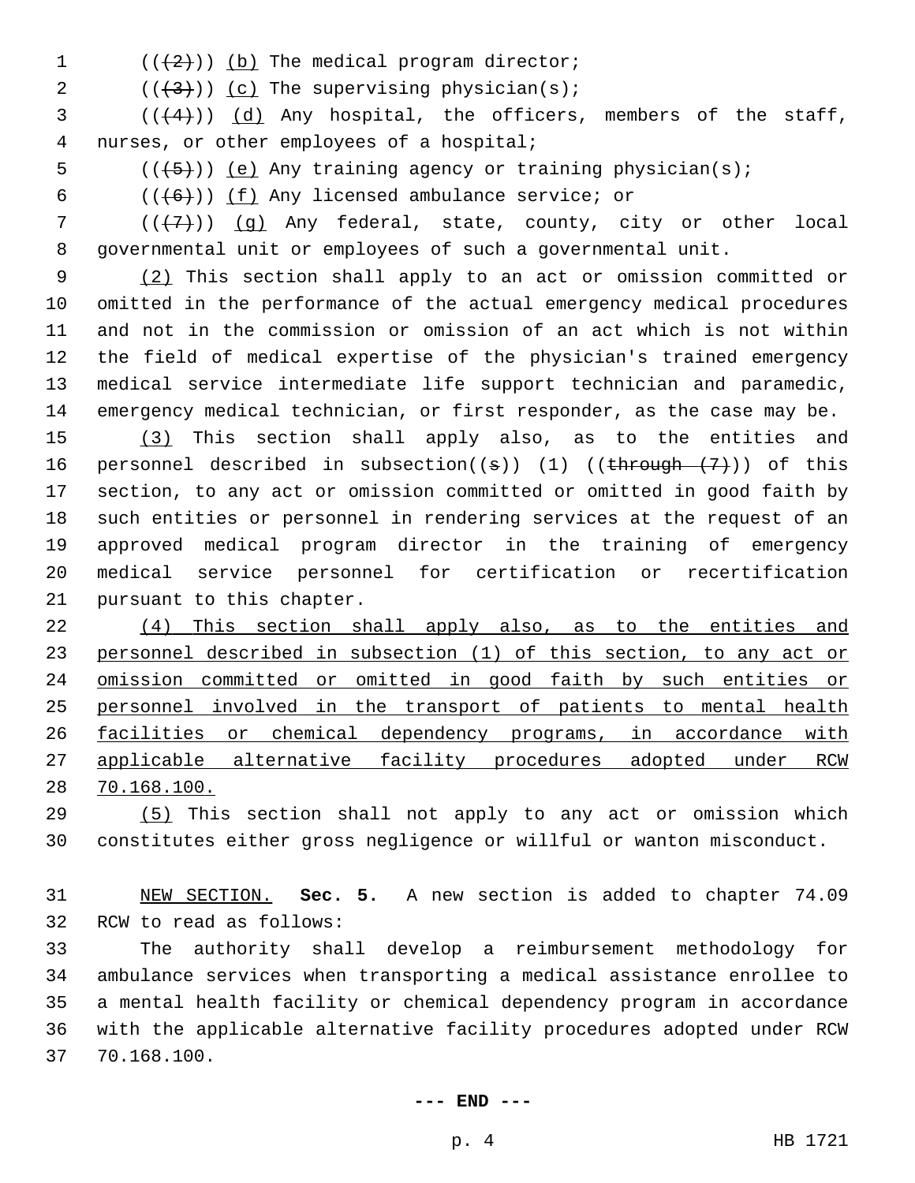((~~(2)~~)) <u>(b)</u> The medical program director;

((~~(3)~~)) <u>(c)</u> The supervising physician(s);

((~~(4)~~)) <u>(d)</u> Any hospital, the officers, members of the staff, nurses, or other employees of a hospital;

((~~(5)~~)) <u>(e)</u> Any training agency or training physician(s);

((~~(6)~~)) <u>(f)</u> Any licensed ambulance service; or

((~~(7)~~)) <u>(g)</u> Any federal, state, county, city or other local governmental unit or employees of such a governmental unit.

<u>(2)</u> This section shall apply to an act or omission committed or omitted in the performance of the actual emergency medical procedures and not in the commission or omission of an act which is not within the field of medical expertise of the physician's trained emergency medical service intermediate life support technician and paramedic, emergency medical technician, or first responder, as the case may be.

<u>(3)</u> This section shall apply also, as to the entities and personnel described in subsection((~~s~~)) (1) ((~~through (7)~~)) of this section, to any act or omission committed or omitted in good faith by such entities or personnel in rendering services at the request of an approved medical program director in the training of emergency medical service personnel for certification or recertification pursuant to this chapter.

<u>(4) This section shall apply also, as to the entities and personnel described in subsection (1) of this section, to any act or omission committed or omitted in good faith by such entities or personnel involved in the transport of patients to mental health facilities or chemical dependency programs, in accordance with applicable alternative facility procedures adopted under RCW 70.168.100.</u>

<u>(5)</u> This section shall not apply to any act or omission which constitutes either gross negligence or willful or wanton misconduct.

<u>NEW SECTION.</u> **Sec. 5.** A new section is added to chapter 74.09 RCW to read as follows:

The authority shall develop a reimbursement methodology for ambulance services when transporting a medical assistance enrollee to a mental health facility or chemical dependency program in accordance with the applicable alternative facility procedures adopted under RCW 70.168.100.

**--- END ---**